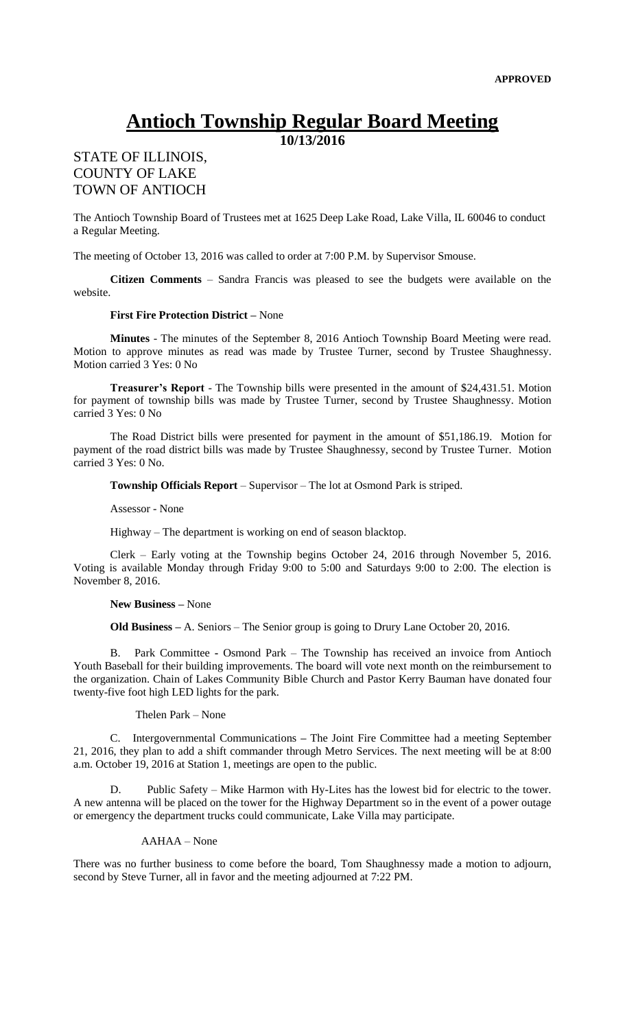**APPROVED**

# Antioch Township Regular Board Meeting

**10/13/2016**

STATE OF ILLINOIS,
COUNTY OF LAKE
TOWN OF ANTIOCH

The Antioch Township Board of Trustees met at 1625 Deep Lake Road, Lake Villa, IL 60046 to conduct a Regular Meeting.

The meeting of October 13, 2016 was called to order at 7:00 P.M. by Supervisor Smouse.

**Citizen Comments** – Sandra Francis was pleased to see the budgets were available on the website.

**First Fire Protection District –** None

**Minutes** - The minutes of the September 8, 2016 Antioch Township Board Meeting were read. Motion to approve minutes as read was made by Trustee Turner, second by Trustee Shaughnessy. Motion carried 3 Yes: 0 No

**Treasurer's Report** - The Township bills were presented in the amount of $24,431.51. Motion for payment of township bills was made by Trustee Turner, second by Trustee Shaughnessy. Motion carried 3 Yes: 0 No

The Road District bills were presented for payment in the amount of $51,186.19. Motion for payment of the road district bills was made by Trustee Shaughnessy, second by Trustee Turner. Motion carried 3 Yes: 0 No.

**Township Officials Report** – Supervisor – The lot at Osmond Park is striped.

Assessor - None

Highway – The department is working on end of season blacktop.

Clerk – Early voting at the Township begins October 24, 2016 through November 5, 2016. Voting is available Monday through Friday 9:00 to 5:00 and Saturdays 9:00 to 2:00. The election is November 8, 2016.

**New Business –** None

**Old Business –** A. Seniors – The Senior group is going to Drury Lane October 20, 2016.

B. Park Committee - Osmond Park – The Township has received an invoice from Antioch Youth Baseball for their building improvements. The board will vote next month on the reimbursement to the organization. Chain of Lakes Community Bible Church and Pastor Kerry Bauman have donated four twenty-five foot high LED lights for the park.

Thelen Park – None

C. Intergovernmental Communications – The Joint Fire Committee had a meeting September 21, 2016, they plan to add a shift commander through Metro Services. The next meeting will be at 8:00 a.m. October 19, 2016 at Station 1, meetings are open to the public.

D. Public Safety – Mike Harmon with Hy-Lites has the lowest bid for electric to the tower. A new antenna will be placed on the tower for the Highway Department so in the event of a power outage or emergency the department trucks could communicate, Lake Villa may participate.

AAHAA – None

There was no further business to come before the board, Tom Shaughnessy made a motion to adjourn, second by Steve Turner, all in favor and the meeting adjourned at 7:22 PM.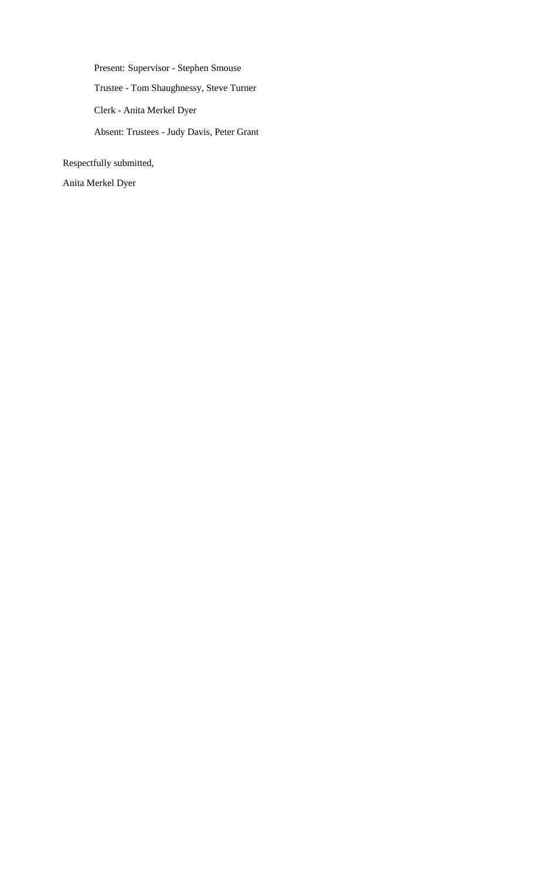Present: Supervisor - Stephen Smouse

Trustee - Tom Shaughnessy, Steve Turner

Clerk - Anita Merkel Dyer

Absent: Trustees - Judy Davis, Peter Grant

Respectfully submitted,

Anita Merkel Dyer